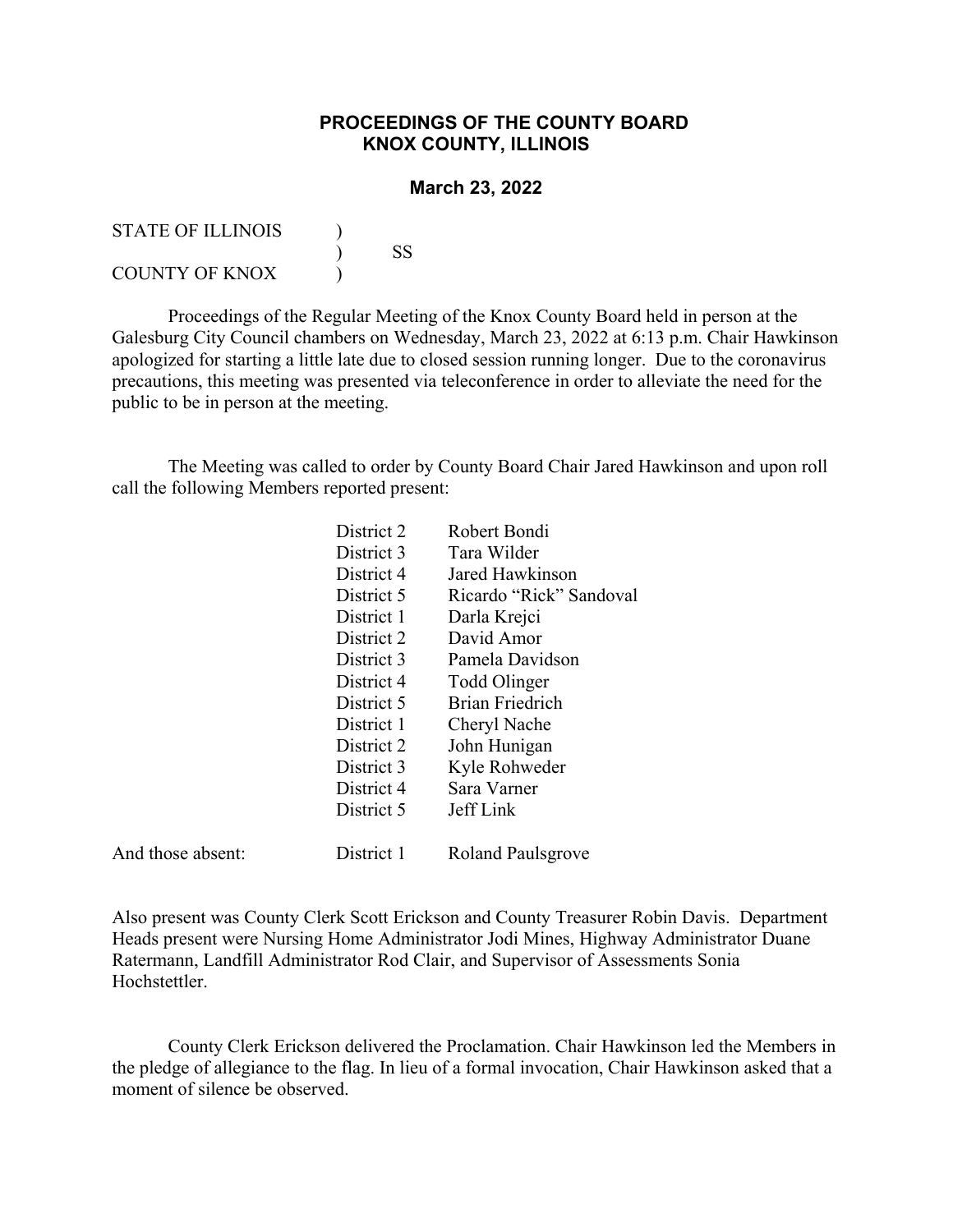# PROCEEDINGS OF THE COUNTY BOARD
# KNOX COUNTY, ILLINOIS

## March 23, 2022

STATE OF ILLINOIS )
) SS
COUNTY OF KNOX )

Proceedings of the Regular Meeting of the Knox County Board held in person at the Galesburg City Council chambers on Wednesday, March 23, 2022 at 6:13 p.m. Chair Hawkinson apologized for starting a little late due to closed session running longer. Due to the coronavirus precautions, this meeting was presented via teleconference in order to alleviate the need for the public to be in person at the meeting.

The Meeting was called to order by County Board Chair Jared Hawkinson and upon roll call the following Members reported present:

| | | |
|---|---|---|
| | District 2 | Robert Bondi |
| | District 3 | Tara Wilder |
| | District 4 | Jared Hawkinson |
| | District 5 | Ricardo "Rick" Sandoval |
| | District 1 | Darla Krejci |
| | District 2 | David Amor |
| | District 3 | Pamela Davidson |
| | District 4 | Todd Olinger |
| | District 5 | Brian Friedrich |
| | District 1 | Cheryl Nache |
| | District 2 | John Hunigan |
| | District 3 | Kyle Rohweder |
| | District 4 | Sara Varner |
| | District 5 | Jeff Link |
| And those absent: | District 1 | Roland Paulsgrove |

Also present was County Clerk Scott Erickson and County Treasurer Robin Davis. Department Heads present were Nursing Home Administrator Jodi Mines, Highway Administrator Duane Ratermann, Landfill Administrator Rod Clair, and Supervisor of Assessments Sonia Hochstettler.

County Clerk Erickson delivered the Proclamation. Chair Hawkinson led the Members in the pledge of allegiance to the flag. In lieu of a formal invocation, Chair Hawkinson asked that a moment of silence be observed.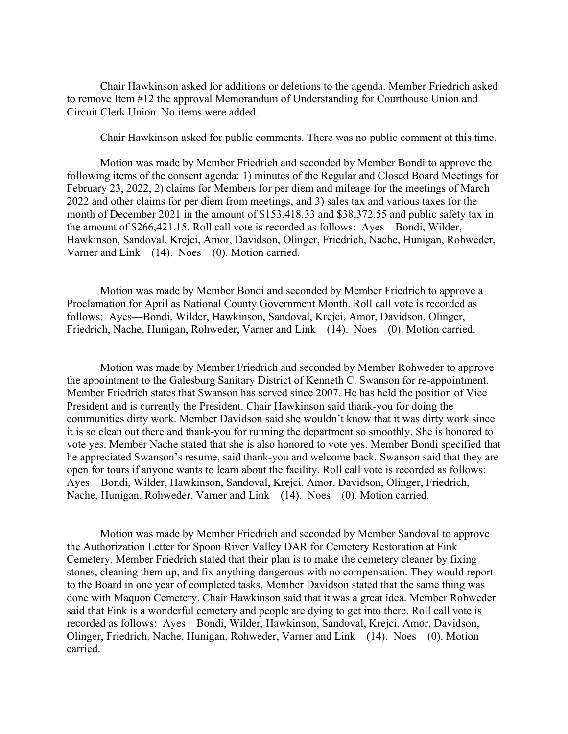Chair Hawkinson asked for additions or deletions to the agenda. Member Friedrich asked to remove Item #12 the approval Memorandum of Understanding for Courthouse Union and Circuit Clerk Union. No items were added.

Chair Hawkinson asked for public comments. There was no public comment at this time.

Motion was made by Member Friedrich and seconded by Member Bondi to approve the following items of the consent agenda: 1) minutes of the Regular and Closed Board Meetings for February 23, 2022, 2) claims for Members for per diem and mileage for the meetings of March 2022 and other claims for per diem from meetings, and 3) sales tax and various taxes for the month of December 2021 in the amount of $153,418.33 and $38,372.55 and public safety tax in the amount of $266,421.15. Roll call vote is recorded as follows: Ayes—Bondi, Wilder, Hawkinson, Sandoval, Krejci, Amor, Davidson, Olinger, Friedrich, Nache, Hunigan, Rohweder, Varner and Link—(14). Noes—(0). Motion carried.

Motion was made by Member Bondi and seconded by Member Friedrich to approve a Proclamation for April as National County Government Month. Roll call vote is recorded as follows: Ayes—Bondi, Wilder, Hawkinson, Sandoval, Krejci, Amor, Davidson, Olinger, Friedrich, Nache, Hunigan, Rohweder, Varner and Link—(14). Noes—(0). Motion carried.

Motion was made by Member Friedrich and seconded by Member Rohweder to approve the appointment to the Galesburg Sanitary District of Kenneth C. Swanson for re-appointment. Member Friedrich states that Swanson has served since 2007. He has held the position of Vice President and is currently the President. Chair Hawkinson said thank-you for doing the communities dirty work. Member Davidson said she wouldn't know that it was dirty work since it is so clean out there and thank-you for running the department so smoothly. She is honored to vote yes. Member Nache stated that she is also honored to vote yes. Member Bondi specified that he appreciated Swanson's resume, said thank-you and welcome back. Swanson said that they are open for tours if anyone wants to learn about the facility. Roll call vote is recorded as follows: Ayes—Bondi, Wilder, Hawkinson, Sandoval, Krejci, Amor, Davidson, Olinger, Friedrich, Nache, Hunigan, Rohweder, Varner and Link—(14). Noes—(0). Motion carried.

Motion was made by Member Friedrich and seconded by Member Sandoval to approve the Authorization Letter for Spoon River Valley DAR for Cemetery Restoration at Fink Cemetery. Member Friedrich stated that their plan is to make the cemetery cleaner by fixing stones, cleaning them up, and fix anything dangerous with no compensation. They would report to the Board in one year of completed tasks. Member Davidson stated that the same thing was done with Maquon Cemetery. Chair Hawkinson said that it was a great idea. Member Rohweder said that Fink is a wonderful cemetery and people are dying to get into there. Roll call vote is recorded as follows: Ayes—Bondi, Wilder, Hawkinson, Sandoval, Krejci, Amor, Davidson, Olinger, Friedrich, Nache, Hunigan, Rohweder, Varner and Link—(14). Noes—(0). Motion carried.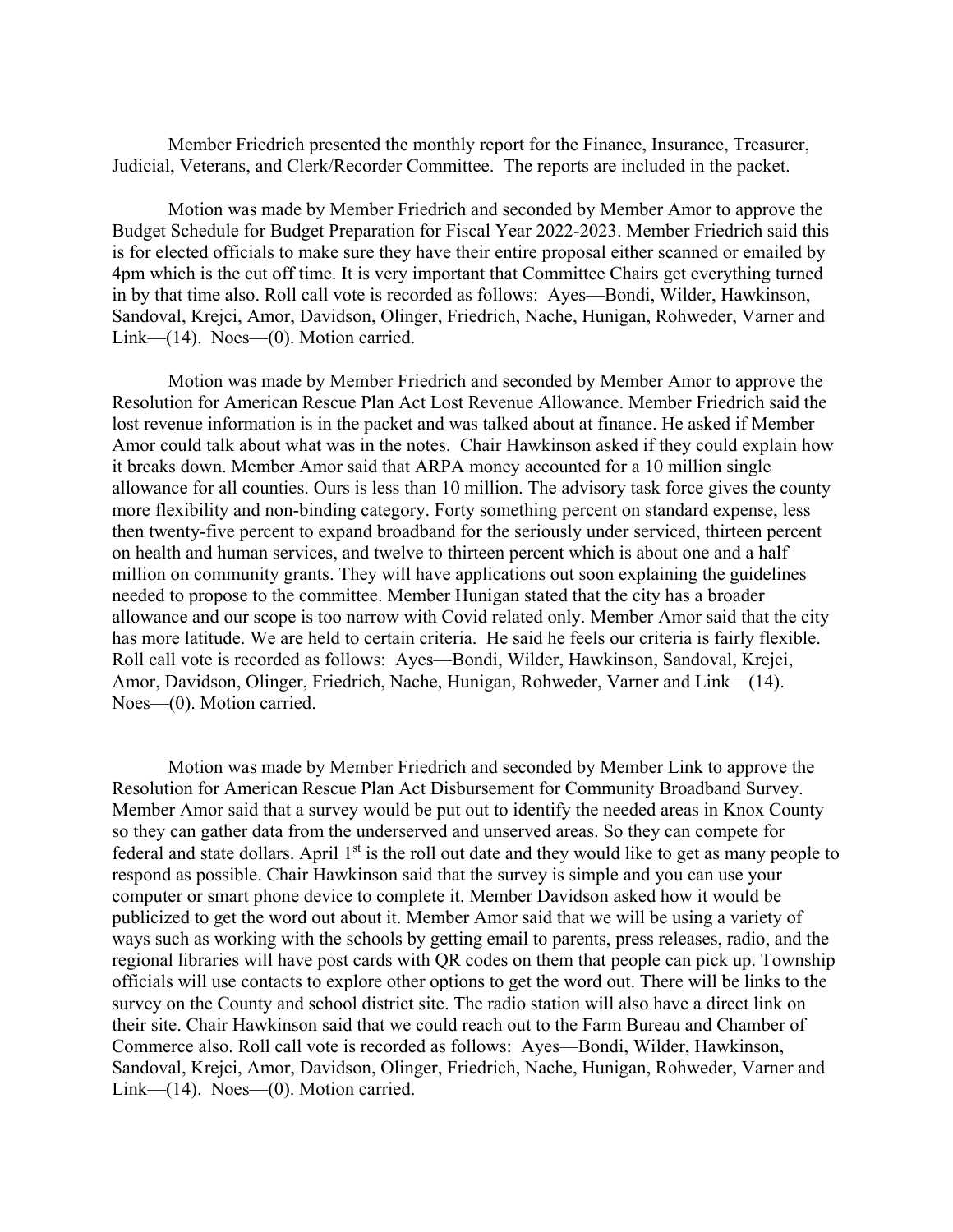Member Friedrich presented the monthly report for the Finance, Insurance, Treasurer, Judicial, Veterans, and Clerk/Recorder Committee. The reports are included in the packet.

Motion was made by Member Friedrich and seconded by Member Amor to approve the Budget Schedule for Budget Preparation for Fiscal Year 2022-2023. Member Friedrich said this is for elected officials to make sure they have their entire proposal either scanned or emailed by 4pm which is the cut off time. It is very important that Committee Chairs get everything turned in by that time also. Roll call vote is recorded as follows: Ayes—Bondi, Wilder, Hawkinson, Sandoval, Krejci, Amor, Davidson, Olinger, Friedrich, Nache, Hunigan, Rohweder, Varner and Link—(14). Noes—(0). Motion carried.

Motion was made by Member Friedrich and seconded by Member Amor to approve the Resolution for American Rescue Plan Act Lost Revenue Allowance. Member Friedrich said the lost revenue information is in the packet and was talked about at finance. He asked if Member Amor could talk about what was in the notes. Chair Hawkinson asked if they could explain how it breaks down. Member Amor said that ARPA money accounted for a 10 million single allowance for all counties. Ours is less than 10 million. The advisory task force gives the county more flexibility and non-binding category. Forty something percent on standard expense, less then twenty-five percent to expand broadband for the seriously under serviced, thirteen percent on health and human services, and twelve to thirteen percent which is about one and a half million on community grants. They will have applications out soon explaining the guidelines needed to propose to the committee. Member Hunigan stated that the city has a broader allowance and our scope is too narrow with Covid related only. Member Amor said that the city has more latitude. We are held to certain criteria. He said he feels our criteria is fairly flexible. Roll call vote is recorded as follows: Ayes—Bondi, Wilder, Hawkinson, Sandoval, Krejci, Amor, Davidson, Olinger, Friedrich, Nache, Hunigan, Rohweder, Varner and Link—(14). Noes—(0). Motion carried.

Motion was made by Member Friedrich and seconded by Member Link to approve the Resolution for American Rescue Plan Act Disbursement for Community Broadband Survey. Member Amor said that a survey would be put out to identify the needed areas in Knox County so they can gather data from the underserved and unserved areas. So they can compete for federal and state dollars. April 1st is the roll out date and they would like to get as many people to respond as possible. Chair Hawkinson said that the survey is simple and you can use your computer or smart phone device to complete it. Member Davidson asked how it would be publicized to get the word out about it. Member Amor said that we will be using a variety of ways such as working with the schools by getting email to parents, press releases, radio, and the regional libraries will have post cards with QR codes on them that people can pick up. Township officials will use contacts to explore other options to get the word out. There will be links to the survey on the County and school district site. The radio station will also have a direct link on their site. Chair Hawkinson said that we could reach out to the Farm Bureau and Chamber of Commerce also. Roll call vote is recorded as follows: Ayes—Bondi, Wilder, Hawkinson, Sandoval, Krejci, Amor, Davidson, Olinger, Friedrich, Nache, Hunigan, Rohweder, Varner and Link—(14). Noes—(0). Motion carried.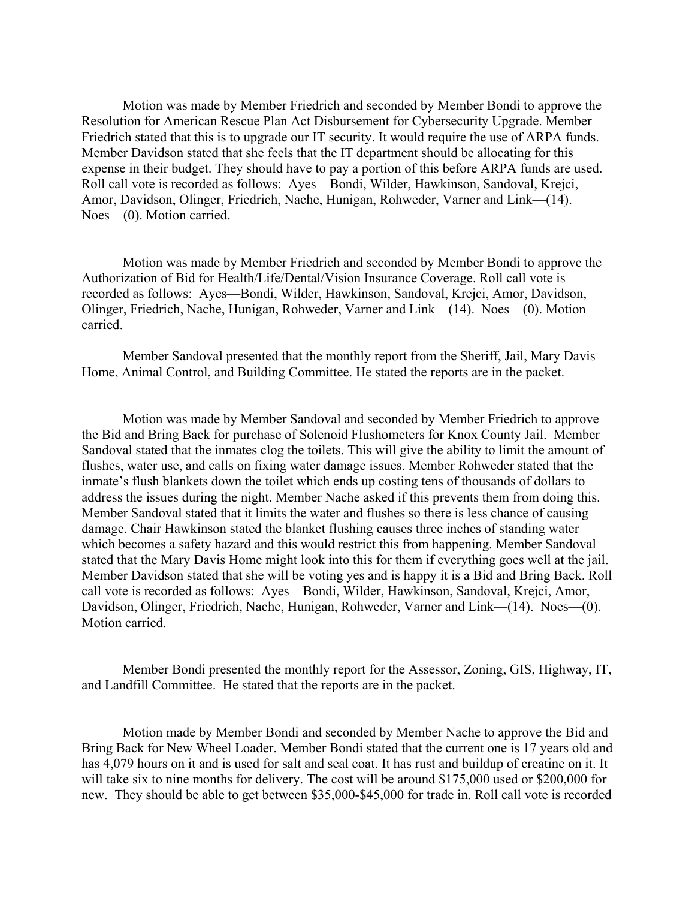Motion was made by Member Friedrich and seconded by Member Bondi to approve the Resolution for American Rescue Plan Act Disbursement for Cybersecurity Upgrade. Member Friedrich stated that this is to upgrade our IT security. It would require the use of ARPA funds. Member Davidson stated that she feels that the IT department should be allocating for this expense in their budget. They should have to pay a portion of this before ARPA funds are used. Roll call vote is recorded as follows: Ayes—Bondi, Wilder, Hawkinson, Sandoval, Krejci, Amor, Davidson, Olinger, Friedrich, Nache, Hunigan, Rohweder, Varner and Link—(14). Noes—(0). Motion carried.

Motion was made by Member Friedrich and seconded by Member Bondi to approve the Authorization of Bid for Health/Life/Dental/Vision Insurance Coverage. Roll call vote is recorded as follows: Ayes—Bondi, Wilder, Hawkinson, Sandoval, Krejci, Amor, Davidson, Olinger, Friedrich, Nache, Hunigan, Rohweder, Varner and Link—(14). Noes—(0). Motion carried.

Member Sandoval presented that the monthly report from the Sheriff, Jail, Mary Davis Home, Animal Control, and Building Committee. He stated the reports are in the packet.

Motion was made by Member Sandoval and seconded by Member Friedrich to approve the Bid and Bring Back for purchase of Solenoid Flushometers for Knox County Jail. Member Sandoval stated that the inmates clog the toilets. This will give the ability to limit the amount of flushes, water use, and calls on fixing water damage issues. Member Rohweder stated that the inmate's flush blankets down the toilet which ends up costing tens of thousands of dollars to address the issues during the night. Member Nache asked if this prevents them from doing this. Member Sandoval stated that it limits the water and flushes so there is less chance of causing damage. Chair Hawkinson stated the blanket flushing causes three inches of standing water which becomes a safety hazard and this would restrict this from happening. Member Sandoval stated that the Mary Davis Home might look into this for them if everything goes well at the jail. Member Davidson stated that she will be voting yes and is happy it is a Bid and Bring Back. Roll call vote is recorded as follows: Ayes—Bondi, Wilder, Hawkinson, Sandoval, Krejci, Amor, Davidson, Olinger, Friedrich, Nache, Hunigan, Rohweder, Varner and Link—(14). Noes—(0). Motion carried.

Member Bondi presented the monthly report for the Assessor, Zoning, GIS, Highway, IT, and Landfill Committee. He stated that the reports are in the packet.

Motion made by Member Bondi and seconded by Member Nache to approve the Bid and Bring Back for New Wheel Loader. Member Bondi stated that the current one is 17 years old and has 4,079 hours on it and is used for salt and seal coat. It has rust and buildup of creatine on it. It will take six to nine months for delivery. The cost will be around $175,000 used or $200,000 for new. They should be able to get between $35,000-$45,000 for trade in. Roll call vote is recorded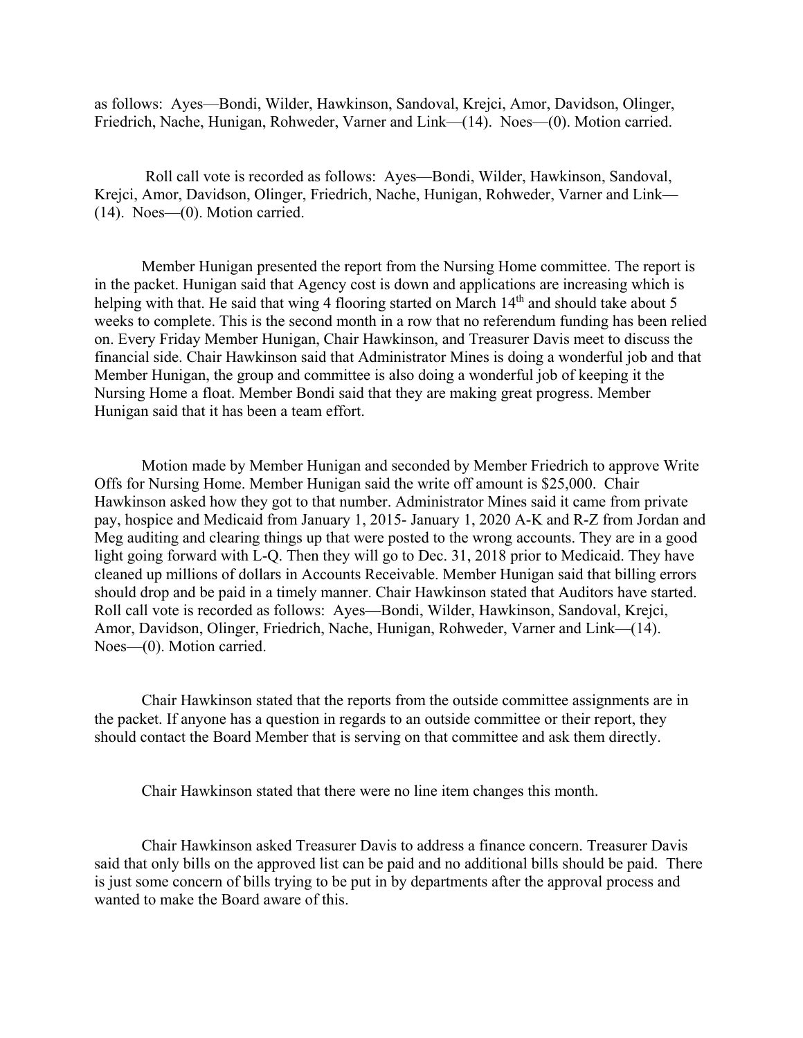as follows: Ayes—Bondi, Wilder, Hawkinson, Sandoval, Krejci, Amor, Davidson, Olinger, Friedrich, Nache, Hunigan, Rohweder, Varner and Link—(14). Noes—(0). Motion carried.

Roll call vote is recorded as follows: Ayes—Bondi, Wilder, Hawkinson, Sandoval, Krejci, Amor, Davidson, Olinger, Friedrich, Nache, Hunigan, Rohweder, Varner and Link—(14). Noes—(0). Motion carried.

Member Hunigan presented the report from the Nursing Home committee. The report is in the packet. Hunigan said that Agency cost is down and applications are increasing which is helping with that. He said that wing 4 flooring started on March 14th and should take about 5 weeks to complete. This is the second month in a row that no referendum funding has been relied on. Every Friday Member Hunigan, Chair Hawkinson, and Treasurer Davis meet to discuss the financial side. Chair Hawkinson said that Administrator Mines is doing a wonderful job and that Member Hunigan, the group and committee is also doing a wonderful job of keeping it the Nursing Home a float. Member Bondi said that they are making great progress. Member Hunigan said that it has been a team effort.

Motion made by Member Hunigan and seconded by Member Friedrich to approve Write Offs for Nursing Home. Member Hunigan said the write off amount is $25,000. Chair Hawkinson asked how they got to that number. Administrator Mines said it came from private pay, hospice and Medicaid from January 1, 2015- January 1, 2020 A-K and R-Z from Jordan and Meg auditing and clearing things up that were posted to the wrong accounts. They are in a good light going forward with L-Q. Then they will go to Dec. 31, 2018 prior to Medicaid. They have cleaned up millions of dollars in Accounts Receivable. Member Hunigan said that billing errors should drop and be paid in a timely manner. Chair Hawkinson stated that Auditors have started. Roll call vote is recorded as follows: Ayes—Bondi, Wilder, Hawkinson, Sandoval, Krejci, Amor, Davidson, Olinger, Friedrich, Nache, Hunigan, Rohweder, Varner and Link—(14). Noes—(0). Motion carried.

Chair Hawkinson stated that the reports from the outside committee assignments are in the packet. If anyone has a question in regards to an outside committee or their report, they should contact the Board Member that is serving on that committee and ask them directly.

Chair Hawkinson stated that there were no line item changes this month.

Chair Hawkinson asked Treasurer Davis to address a finance concern. Treasurer Davis said that only bills on the approved list can be paid and no additional bills should be paid. There is just some concern of bills trying to be put in by departments after the approval process and wanted to make the Board aware of this.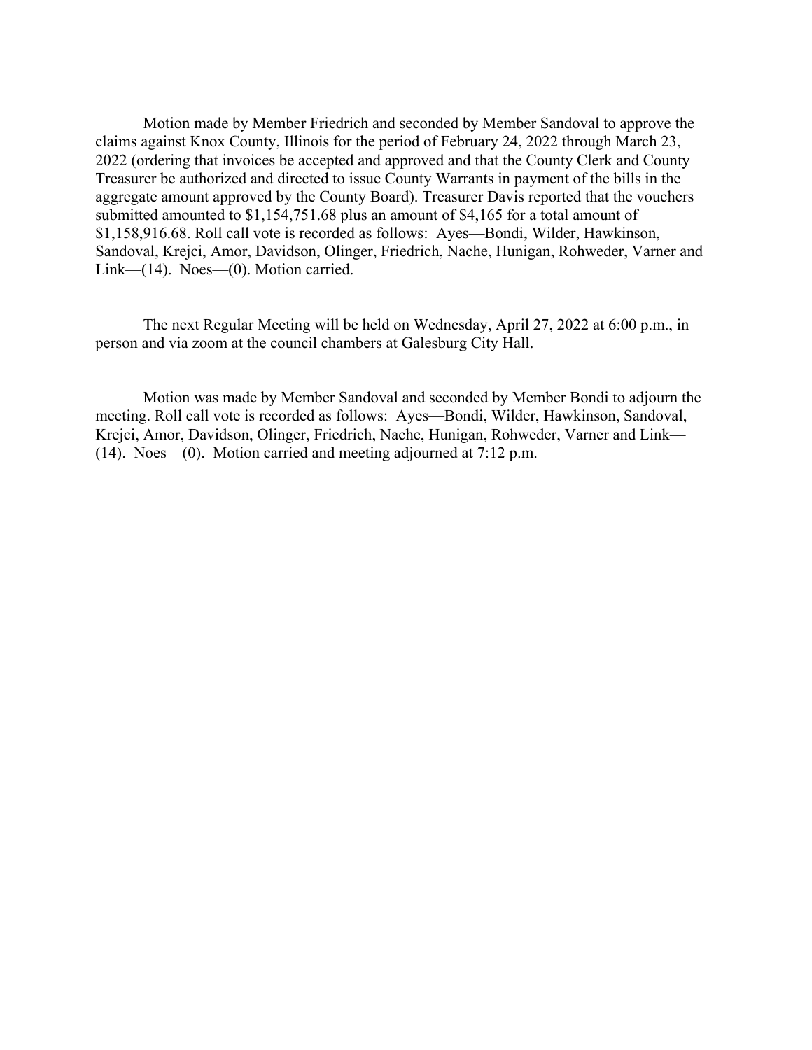Motion made by Member Friedrich and seconded by Member Sandoval to approve the claims against Knox County, Illinois for the period of February 24, 2022 through March 23, 2022 (ordering that invoices be accepted and approved and that the County Clerk and County Treasurer be authorized and directed to issue County Warrants in payment of the bills in the aggregate amount approved by the County Board). Treasurer Davis reported that the vouchers submitted amounted to $1,154,751.68 plus an amount of $4,165 for a total amount of $1,158,916.68. Roll call vote is recorded as follows: Ayes—Bondi, Wilder, Hawkinson, Sandoval, Krejci, Amor, Davidson, Olinger, Friedrich, Nache, Hunigan, Rohweder, Varner and Link—(14). Noes—(0). Motion carried.

The next Regular Meeting will be held on Wednesday, April 27, 2022 at 6:00 p.m., in person and via zoom at the council chambers at Galesburg City Hall.

Motion was made by Member Sandoval and seconded by Member Bondi to adjourn the meeting. Roll call vote is recorded as follows: Ayes—Bondi, Wilder, Hawkinson, Sandoval, Krejci, Amor, Davidson, Olinger, Friedrich, Nache, Hunigan, Rohweder, Varner and Link—(14). Noes—(0). Motion carried and meeting adjourned at 7:12 p.m.